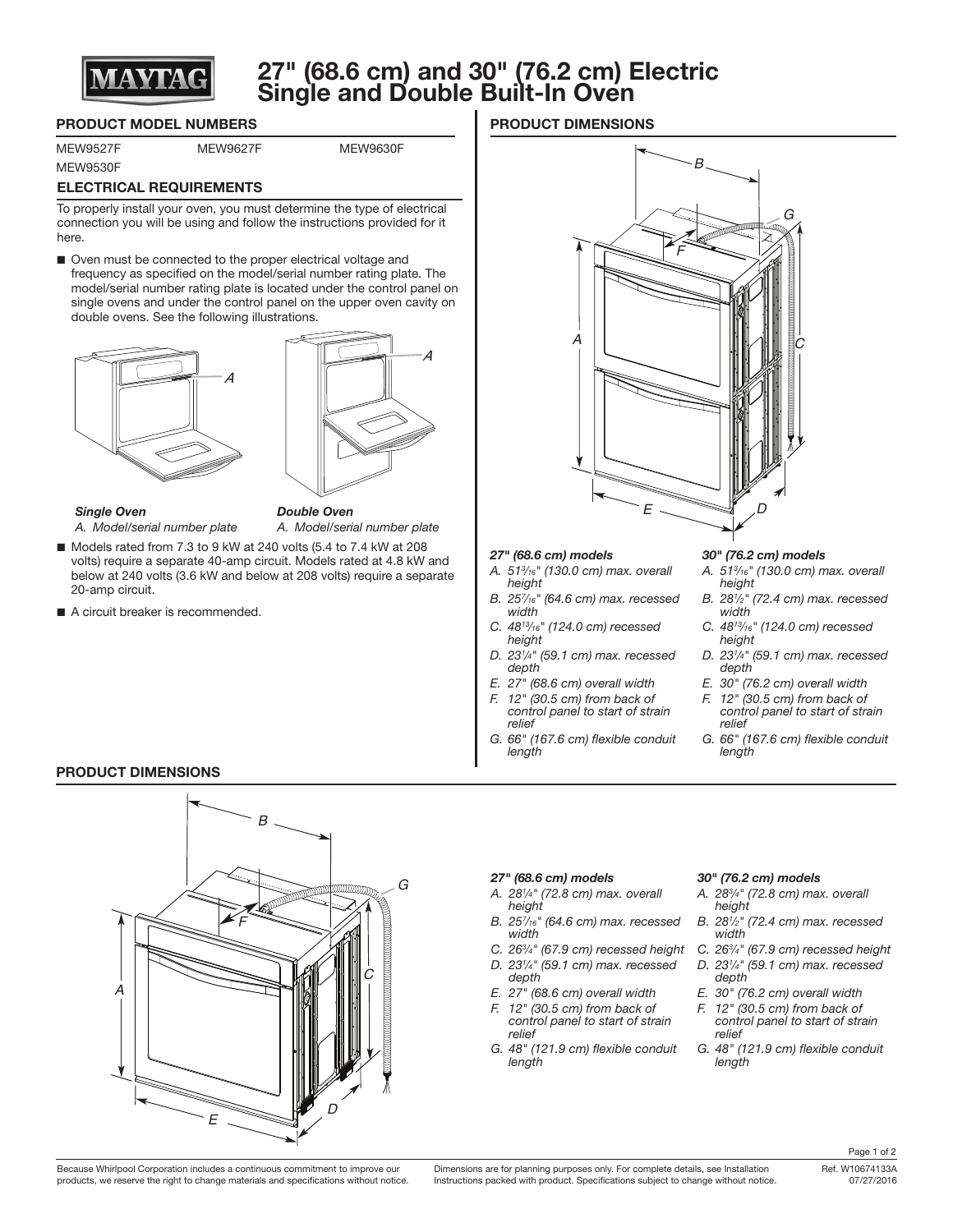# 27" (68.6 cm) and 30" (76.2 cm) Electric Single and Double Built-In Oven

## PRODUCT MODEL NUMBERS

MEW9527F MEW9627F MEW9630F
MEW9530F

## ELECTRICAL REQUIREMENTS

To properly install your oven, you must determine the type of electrical connection you will be using and follow the instructions provided for it here.

- Oven must be connected to the proper electrical voltage and frequency as specified on the model/serial number rating plate. The model/serial number rating plate is located under the control panel on single ovens and under the control panel on the upper oven cavity on double ovens. See the following illustrations.

***Single Oven***
*A. Model/serial number plate*

***Double Oven***
*A. Model/serial number plate*

- Models rated from 7.3 to 9 kW at 240 volts (5.4 to 7.4 kW at 208 volts) require a separate 40-amp circuit. Models rated at 4.8 kW and below at 240 volts (3.6 kW and below at 208 volts) require a separate 20-amp circuit.
- A circuit breaker is recommended.

## PRODUCT DIMENSIONS

***27" (68.6 cm) models***

*A. 51³⁄₁₆" (130.0 cm) max. overall height*
*B. 25⁷⁄₁₆" (64.6 cm) max. recessed width*
*C. 48¹³⁄₁₆" (124.0 cm) recessed height*
*D. 23¹⁄₄" (59.1 cm) max. recessed depth*
*E. 27" (68.6 cm) overall width*
*F. 12" (30.5 cm) from back of control panel to start of strain relief*
*G. 66" (167.6 cm) flexible conduit length*

***30" (76.2 cm) models***

*A. 51³⁄₁₆" (130.0 cm) max. overall height*
*B. 28¹⁄₂" (72.4 cm) max. recessed width*
*C. 48¹³⁄₁₆" (124.0 cm) recessed height*
*D. 23¹⁄₄" (59.1 cm) max. recessed depth*
*E. 30" (76.2 cm) overall width*
*F. 12" (30.5 cm) from back of control panel to start of strain relief*
*G. 66" (167.6 cm) flexible conduit length*

## PRODUCT DIMENSIONS

***27" (68.6 cm) models***

*A. 28¹⁄₄" (72.8 cm) max. overall height*
*B. 25⁷⁄₁₆" (64.6 cm) max. recessed width*
*C. 26³⁄₄" (67.9 cm) recessed height*
*D. 23¹⁄₄" (59.1 cm) max. recessed depth*
*E. 27" (68.6 cm) overall width*
*F. 12" (30.5 cm) from back of control panel to start of strain relief*
*G. 48" (121.9 cm) flexible conduit length*

***30" (76.2 cm) models***

*A. 28³⁄₄" (72.8 cm) max. overall height*
*B. 28¹⁄₂" (72.4 cm) max. recessed width*
*C. 26³⁄₄" (67.9 cm) recessed height*
*D. 23¹⁄₄" (59.1 cm) max. recessed depth*
*E. 30" (76.2 cm) overall width*
*F. 12" (30.5 cm) from back of control panel to start of strain relief*
*G. 48" (121.9 cm) flexible conduit length*

Because Whirlpool Corporation includes a continuous commitment to improve our products, we reserve the right to change materials and specifications without notice.

Dimensions are for planning purposes only. For complete details, see Installation Instructions packed with product. Specifications subject to change without notice.

Ref. W10674133A
07/27/2016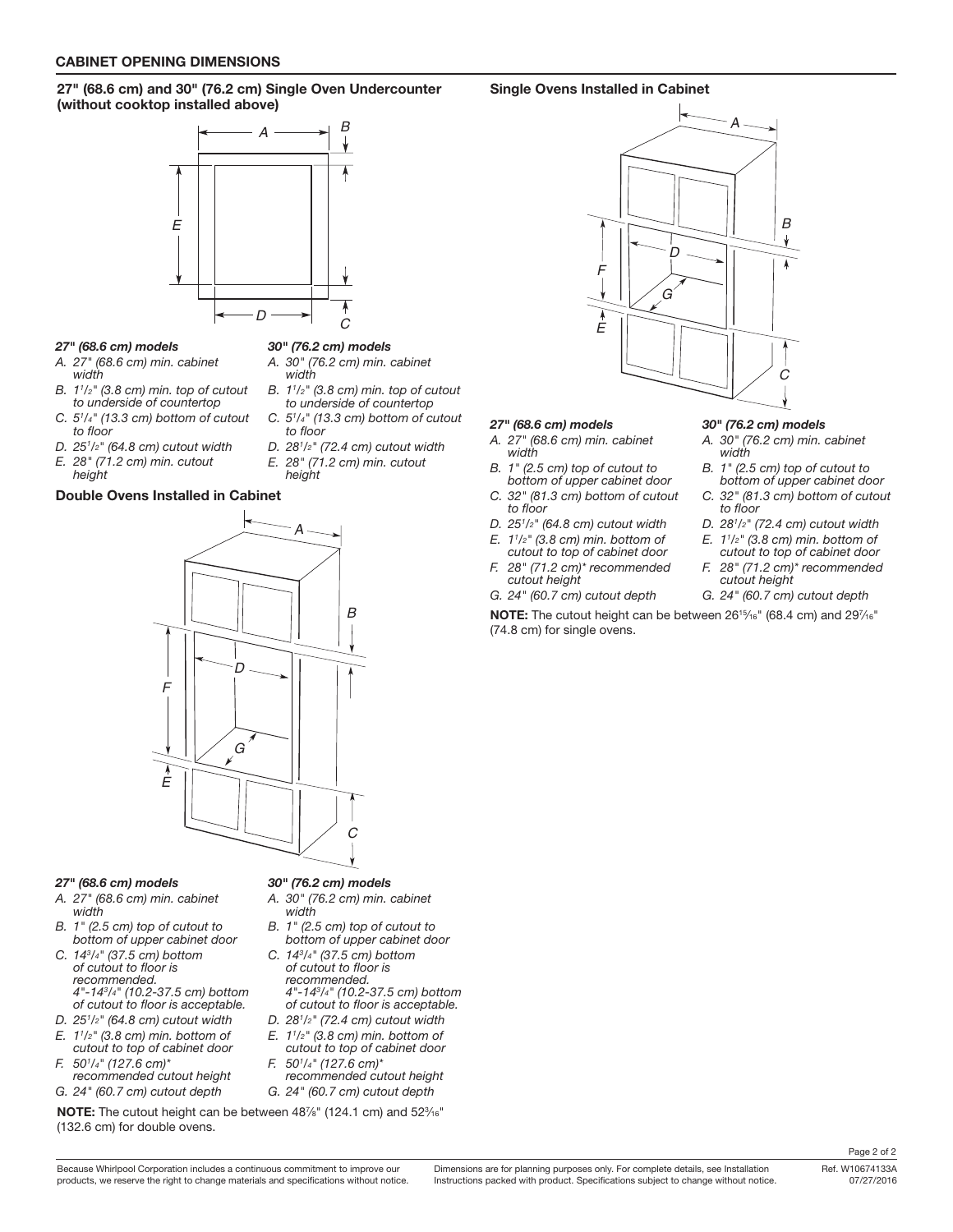## CABINET OPENING DIMENSIONS

### 27" (68.6 cm) and 30" (76.2 cm) Single Oven Undercounter (without cooktop installed above)

A
B
E
D
C

*27" (68.6 cm) models*

- *A. 27" (68.6 cm) min. cabinet width*
- *B. 1½" (3.8 cm) min. top of cutout to underside of countertop*
- *C. 5¼" (13.3 cm) bottom of cutout to floor*
- *D. 25½" (64.8 cm) cutout width*
- *E. 28" (71.2 cm) min. cutout height*

*30" (76.2 cm) models*

- *A. 30" (76.2 cm) min. cabinet width*
- *B. 1½" (3.8 cm) min. top of cutout to underside of countertop*
- *C. 5¼" (13.3 cm) bottom of cutout to floor*
- *D. 28½" (72.4 cm) cutout width*
- *E. 28" (71.2 cm) min. cutout height*

### Double Ovens Installed in Cabinet

A
B
D
F
G
E
C

*27" (68.6 cm) models*

- *A. 27" (68.6 cm) min. cabinet width*
- *B. 1" (2.5 cm) top of cutout to bottom of upper cabinet door*
- *C. 14¾" (37.5 cm) bottom of cutout to floor is recommended. 4"-14¾" (10.2-37.5 cm) bottom of cutout to floor is acceptable.*
- *D. 25½" (64.8 cm) cutout width*
- *E. 1½" (3.8 cm) min. bottom of cutout to top of cabinet door*
- *F. 50¼" (127.6 cm)\* recommended cutout height*
- *G. 24" (60.7 cm) cutout depth*

*30" (76.2 cm) models*

- *A. 30" (76.2 cm) min. cabinet width*
- *B. 1" (2.5 cm) top of cutout to bottom of upper cabinet door*
- *C. 14¾" (37.5 cm) bottom of cutout to floor is recommended. 4"-14¾" (10.2-37.5 cm) bottom of cutout to floor is acceptable.*
- *D. 28½" (72.4 cm) cutout width*
- *E. 1½" (3.8 cm) min. bottom of cutout to top of cabinet door*
- *F. 50¼" (127.6 cm)\* recommended cutout height*
- *G. 24" (60.7 cm) cutout depth*

**NOTE:** The cutout height can be between 48⅞" (124.1 cm) and 52³⁄₁₆" (132.6 cm) for double ovens.

### Single Ovens Installed in Cabinet

A
B
D
F
G
E
C

*27" (68.6 cm) models*

- *A. 27" (68.6 cm) min. cabinet width*
- *B. 1" (2.5 cm) top of cutout to bottom of upper cabinet door*
- *C. 32" (81.3 cm) bottom of cutout to floor*
- *D. 25½" (64.8 cm) cutout width*
- *E. 1½" (3.8 cm) min. bottom of cutout to top of cabinet door*
- *F. 28" (71.2 cm)\* recommended cutout height*
- *G. 24" (60.7 cm) cutout depth*

*30" (76.2 cm) models*

- *A. 30" (76.2 cm) min. cabinet width*
- *B. 1" (2.5 cm) top of cutout to bottom of upper cabinet door*
- *C. 32" (81.3 cm) bottom of cutout to floor*
- *D. 28½" (72.4 cm) cutout width*
- *E. 1½" (3.8 cm) min. bottom of cutout to top of cabinet door*
- *F. 28" (71.2 cm)\* recommended cutout height*
- *G. 24" (60.7 cm) cutout depth*

**NOTE:** The cutout height can be between 26¹⁵⁄₁₆" (68.4 cm) and 29⁷⁄₁₆" (74.8 cm) for single ovens.

Because Whirlpool Corporation includes a continuous commitment to improve our products, we reserve the right to change materials and specifications without notice.

Dimensions are for planning purposes only. For complete details, see Installation Instructions packed with product. Specifications subject to change without notice.

Ref. W10674133A
07/27/2016